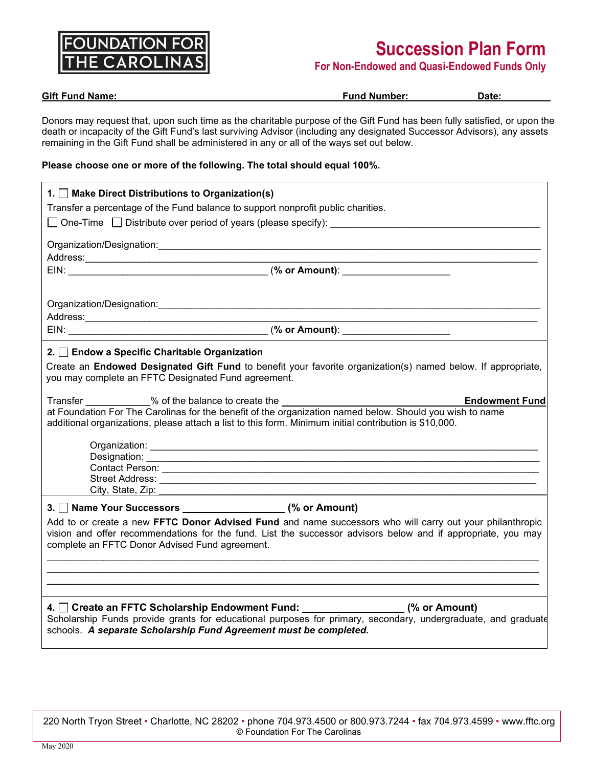FOUNDATION FOR THE CAROLINAS

# Succession Plan Form

**For Non-Endowed and Quasi-Endowed Funds Only**

**Gift Fund Name:** ______________________ **Fund Number:** __________ **Date:** __________

Donors may request that, upon such time as the charitable purpose of the Gift Fund has been fully satisfied, or upon the death or incapacity of the Gift Fund's last surviving Advisor (including any designated Successor Advisors), any assets remaining in the Gift Fund shall be administered in any or all of the ways set out below.

**Please choose one or more of the following. The total should equal 100%.**

---

**1. ☐ Make Direct Distributions to Organization(s)**

Transfer a percentage of the Fund balance to support nonprofit public charities.

☐ One-Time ☐ Distribute over period of years (please specify): ______________________

Organization/Designation: ______________________
Address: ______________________
EIN: ______________________ **(% or Amount)**: ______________________

Organization/Designation: ______________________
Address: ______________________
EIN: ______________________ **(% or Amount)**: ______________________

---

**2. ☐ Endow a Specific Charitable Organization**

Create an **Endowed Designated Gift Fund** to benefit your favorite organization(s) named below. If appropriate, you may complete an FFTC Designated Fund agreement.

Transfer __________% of the balance to create the ______________________ **Endowment Fund** at Foundation For The Carolinas for the benefit of the organization named below. Should you wish to name additional organizations, please attach a list to this form. Minimum initial contribution is $10,000.

Organization: ______________________
Designation: ______________________
Contact Person: ______________________
Street Address: ______________________
City, State, Zip: ______________________

---

**3. ☐ Name Your Successors __________ (% or Amount)**

Add to or create a new **FFTC Donor Advised Fund** and name successors who will carry out your philanthropic vision and offer recommendations for the fund. List the successor advisors below and if appropriate, you may complete an FFTC Donor Advised Fund agreement.

______________________
______________________
______________________

---

**4. ☐ Create an FFTC Scholarship Endowment Fund: __________ (% or Amount)**

Scholarship Funds provide grants for educational purposes for primary, secondary, undergraduate, and graduate schools. ***A separate Scholarship Fund Agreement must be completed.***

---

220 North Tryon Street • Charlotte, NC 28202 • phone 704.973.4500 or 800.973.7244 • fax 704.973.4599 • www.fftc.org
© Foundation For The Carolinas

May 2020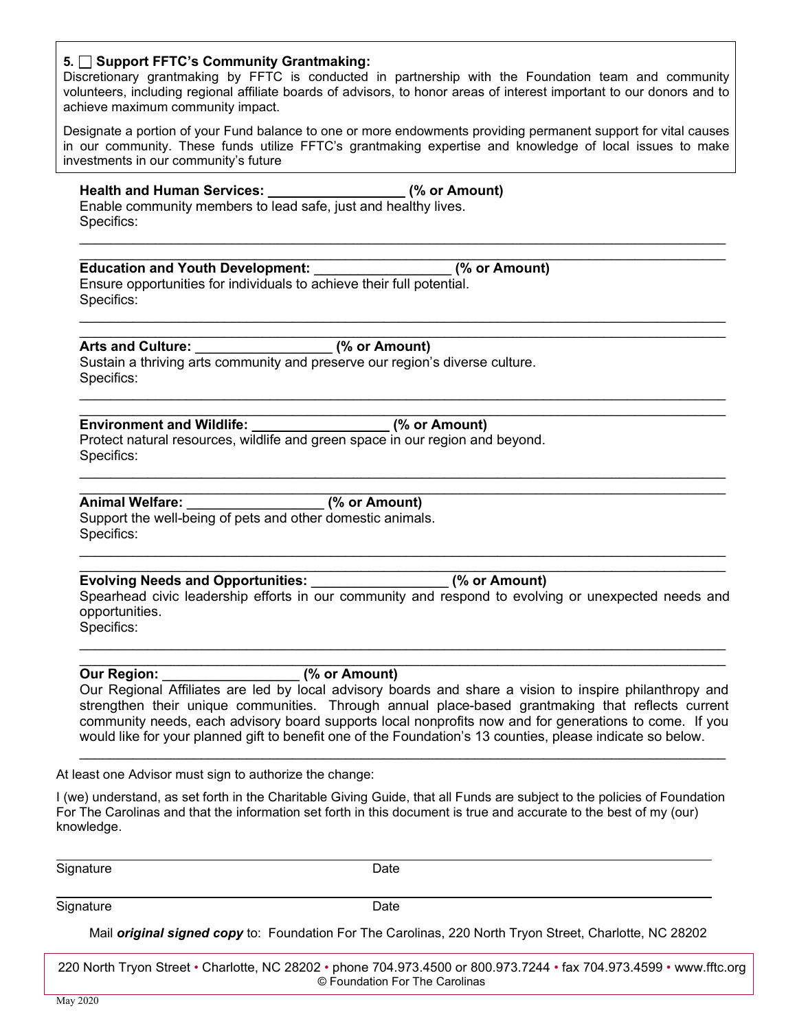**5. ☐ Support FFTC's Community Grantmaking:**

Discretionary grantmaking by FFTC is conducted in partnership with the Foundation team and community volunteers, including regional affiliate boards of advisors, to honor areas of interest important to our donors and to achieve maximum community impact.

Designate a portion of your Fund balance to one or more endowments providing permanent support for vital causes in our community. These funds utilize FFTC's grantmaking expertise and knowledge of local issues to make investments in our community's future

**Health and Human Services: _________________ (% or Amount)**
Enable community members to lead safe, just and healthy lives.
Specifics:

_____________________________________________________________________________________

_____________________________________________________________________________________

**Education and Youth Development: _________________ (% or Amount)**
Ensure opportunities for individuals to achieve their full potential.
Specifics:

_____________________________________________________________________________________

_____________________________________________________________________________________

**Arts and Culture: _________________ (% or Amount)**
Sustain a thriving arts community and preserve our region's diverse culture.
Specifics:

_____________________________________________________________________________________

_____________________________________________________________________________________

**Environment and Wildlife: _________________ (% or Amount)**
Protect natural resources, wildlife and green space in our region and beyond.
Specifics:

_____________________________________________________________________________________

_____________________________________________________________________________________

**Animal Welfare: _________________ (% or Amount)**
Support the well-being of pets and other domestic animals.
Specifics:

_____________________________________________________________________________________

_____________________________________________________________________________________

**Evolving Needs and Opportunities: _________________ (% or Amount)**
Spearhead civic leadership efforts in our community and respond to evolving or unexpected needs and opportunities.
Specifics:

_____________________________________________________________________________________

_____________________________________________________________________________________

**Our Region: _________________ (% or Amount)**
Our Regional Affiliates are led by local advisory boards and share a vision to inspire philanthropy and strengthen their unique communities. Through annual place-based grantmaking that reflects current community needs, each advisory board supports local nonprofits now and for generations to come. If you would like for your planned gift to benefit one of the Foundation's 13 counties, please indicate so below.

_____________________________________________________________________________________

At least one Advisor must sign to authorize the change:

I (we) understand, as set forth in the Charitable Giving Guide, that all Funds are subject to the policies of Foundation For The Carolinas and that the information set forth in this document is true and accurate to the best of my (our) knowledge.

_____________________________________________________________________________________
Signature Date

_____________________________________________________________________________________
Signature Date

Mail ***original signed copy*** to: Foundation For The Carolinas, 220 North Tryon Street, Charlotte, NC 28202

220 North Tryon Street • Charlotte, NC 28202 • phone 704.973.4500 or 800.973.7244 • fax 704.973.4599 • www.fftc.org
© Foundation For The Carolinas

May 2020